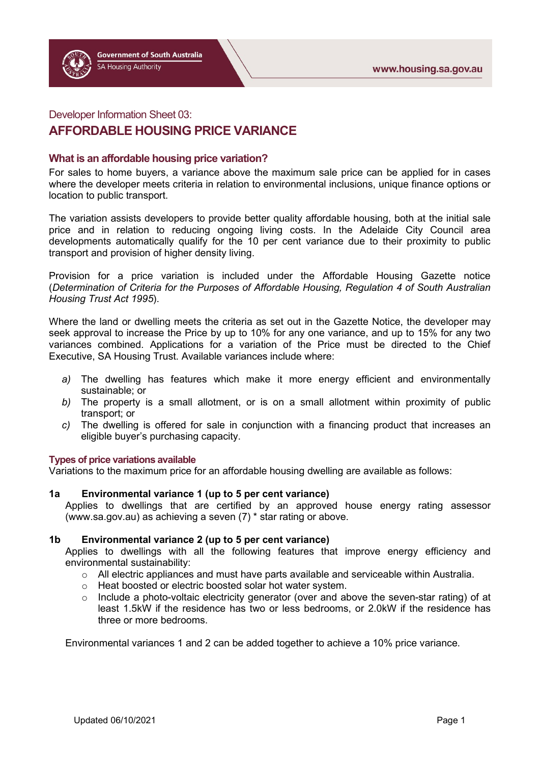Government of South Australia
SA Housing Authority

www.housing.sa.gov.au

Developer Information Sheet 03:

# AFFORDABLE HOUSING PRICE VARIANCE

## What is an affordable housing price variation?

For sales to home buyers, a variance above the maximum sale price can be applied for in cases where the developer meets criteria in relation to environmental inclusions, unique finance options or location to public transport.

The variation assists developers to provide better quality affordable housing, both at the initial sale price and in relation to reducing ongoing living costs. In the Adelaide City Council area developments automatically qualify for the 10 per cent variance due to their proximity to public transport and provision of higher density living.

Provision for a price variation is included under the Affordable Housing Gazette notice (*Determination of Criteria for the Purposes of Affordable Housing, Regulation 4 of South Australian Housing Trust Act 1995*).

Where the land or dwelling meets the criteria as set out in the Gazette Notice, the developer may seek approval to increase the Price by up to 10% for any one variance, and up to 15% for any two variances combined. Applications for a variation of the Price must be directed to the Chief Executive, SA Housing Trust. Available variances include where:

a) The dwelling has features which make it more energy efficient and environmentally sustainable; or
b) The property is a small allotment, or is on a small allotment within proximity of public transport; or
c) The dwelling is offered for sale in conjunction with a financing product that increases an eligible buyer's purchasing capacity.

### Types of price variations available

Variations to the maximum price for an affordable housing dwelling are available as follows:

**1a Environmental variance 1 (up to 5 per cent variance)**

Applies to dwellings that are certified by an approved house energy rating assessor (www.sa.gov.au) as achieving a seven (7) * star rating or above.

**1b Environmental variance 2 (up to 5 per cent variance)**

Applies to dwellings with all the following features that improve energy efficiency and environmental sustainability:

- All electric appliances and must have parts available and serviceable within Australia.
- Heat boosted or electric boosted solar hot water system.
- Include a photo-voltaic electricity generator (over and above the seven-star rating) of at least 1.5kW if the residence has two or less bedrooms, or 2.0kW if the residence has three or more bedrooms.

Environmental variances 1 and 2 can be added together to achieve a 10% price variance.

Updated 06/10/2021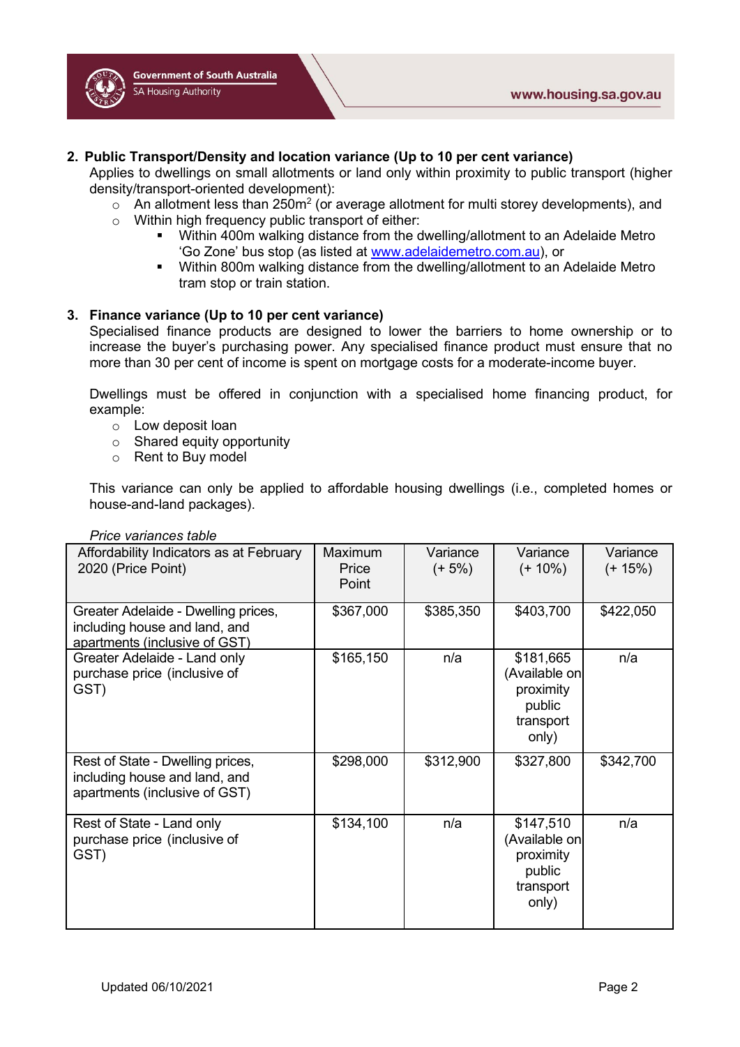## 2. Public Transport/Density and location variance (Up to 10 per cent variance)

Applies to dwellings on small allotments or land only within proximity to public transport (higher density/transport-oriented development):

- An allotment less than 250m$^2$ (or average allotment for multi storey developments), and
- Within high frequency public transport of either:
  - Within 400m walking distance from the dwelling/allotment to an Adelaide Metro 'Go Zone' bus stop (as listed at www.adelaidemetro.com.au), or
  - Within 800m walking distance from the dwelling/allotment to an Adelaide Metro tram stop or train station.

## 3. Finance variance (Up to 10 per cent variance)

Specialised finance products are designed to lower the barriers to home ownership or to increase the buyer's purchasing power. Any specialised finance product must ensure that no more than 30 per cent of income is spent on mortgage costs for a moderate-income buyer.

Dwellings must be offered in conjunction with a specialised home financing product, for example:

- Low deposit loan
- Shared equity opportunity
- Rent to Buy model

This variance can only be applied to affordable housing dwellings (i.e., completed homes or house-and-land packages).

*Price variances table*

| Affordability Indicators as at February 2020 (Price Point) | Maximum Price Point | Variance (+ 5%) | Variance (+ 10%) | Variance (+ 15%) |
|---|---|---|---|---|
| Greater Adelaide - Dwelling prices, including house and land, and apartments (inclusive of GST) | $367,000 | $385,350 | $403,700 | $422,050 |
| Greater Adelaide - Land only purchase price (inclusive of GST) | $165,150 | n/a | $181,665 (Available on proximity public transport only) | n/a |
| Rest of State - Dwelling prices, including house and land, and apartments (inclusive of GST) | $298,000 | $312,900 | $327,800 | $342,700 |
| Rest of State - Land only purchase price (inclusive of GST) | $134,100 | n/a | $147,510 (Available on proximity public transport only) | n/a |

Updated 06/10/2021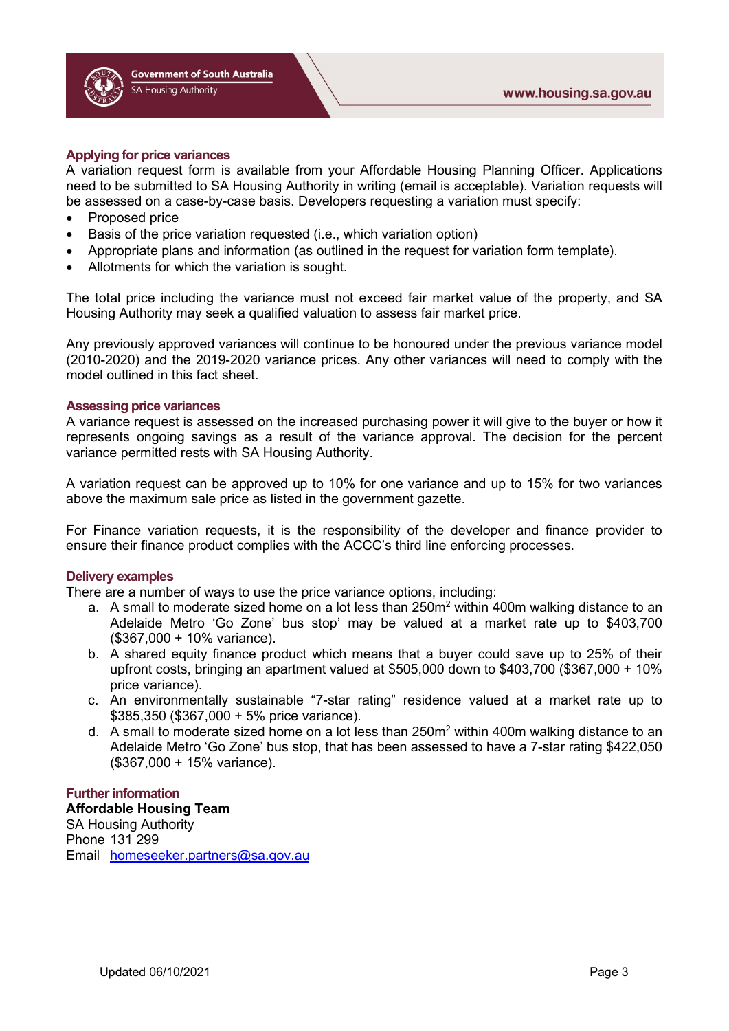## Applying for price variances

A variation request form is available from your Affordable Housing Planning Officer. Applications need to be submitted to SA Housing Authority in writing (email is acceptable). Variation requests will be assessed on a case-by-case basis. Developers requesting a variation must specify:

- Proposed price
- Basis of the price variation requested (i.e., which variation option)
- Appropriate plans and information (as outlined in the request for variation form template).
- Allotments for which the variation is sought.

The total price including the variance must not exceed fair market value of the property, and SA Housing Authority may seek a qualified valuation to assess fair market price.

Any previously approved variances will continue to be honoured under the previous variance model (2010-2020) and the 2019-2020 variance prices. Any other variances will need to comply with the model outlined in this fact sheet.

## Assessing price variances

A variance request is assessed on the increased purchasing power it will give to the buyer or how it represents ongoing savings as a result of the variance approval. The decision for the percent variance permitted rests with SA Housing Authority.

A variation request can be approved up to 10% for one variance and up to 15% for two variances above the maximum sale price as listed in the government gazette.

For Finance variation requests, it is the responsibility of the developer and finance provider to ensure their finance product complies with the ACCC's third line enforcing processes.

## Delivery examples

There are a number of ways to use the price variance options, including:

a. A small to moderate sized home on a lot less than 250m$^2$ within 400m walking distance to an Adelaide Metro 'Go Zone' bus stop' may be valued at a market rate up to $403,700 ($367,000 + 10% variance).
b. A shared equity finance product which means that a buyer could save up to 25% of their upfront costs, bringing an apartment valued at $505,000 down to $403,700 ($367,000 + 10% price variance).
c. An environmentally sustainable "7-star rating" residence valued at a market rate up to $385,350 ($367,000 + 5% price variance).
d. A small to moderate sized home on a lot less than 250m$^2$ within 400m walking distance to an Adelaide Metro 'Go Zone' bus stop, that has been assessed to have a 7-star rating $422,050 ($367,000 + 15% variance).

## Further information

**Affordable Housing Team**
SA Housing Authority
Phone 131 299
Email homeseeker.partners@sa.gov.au

Updated 06/10/2021